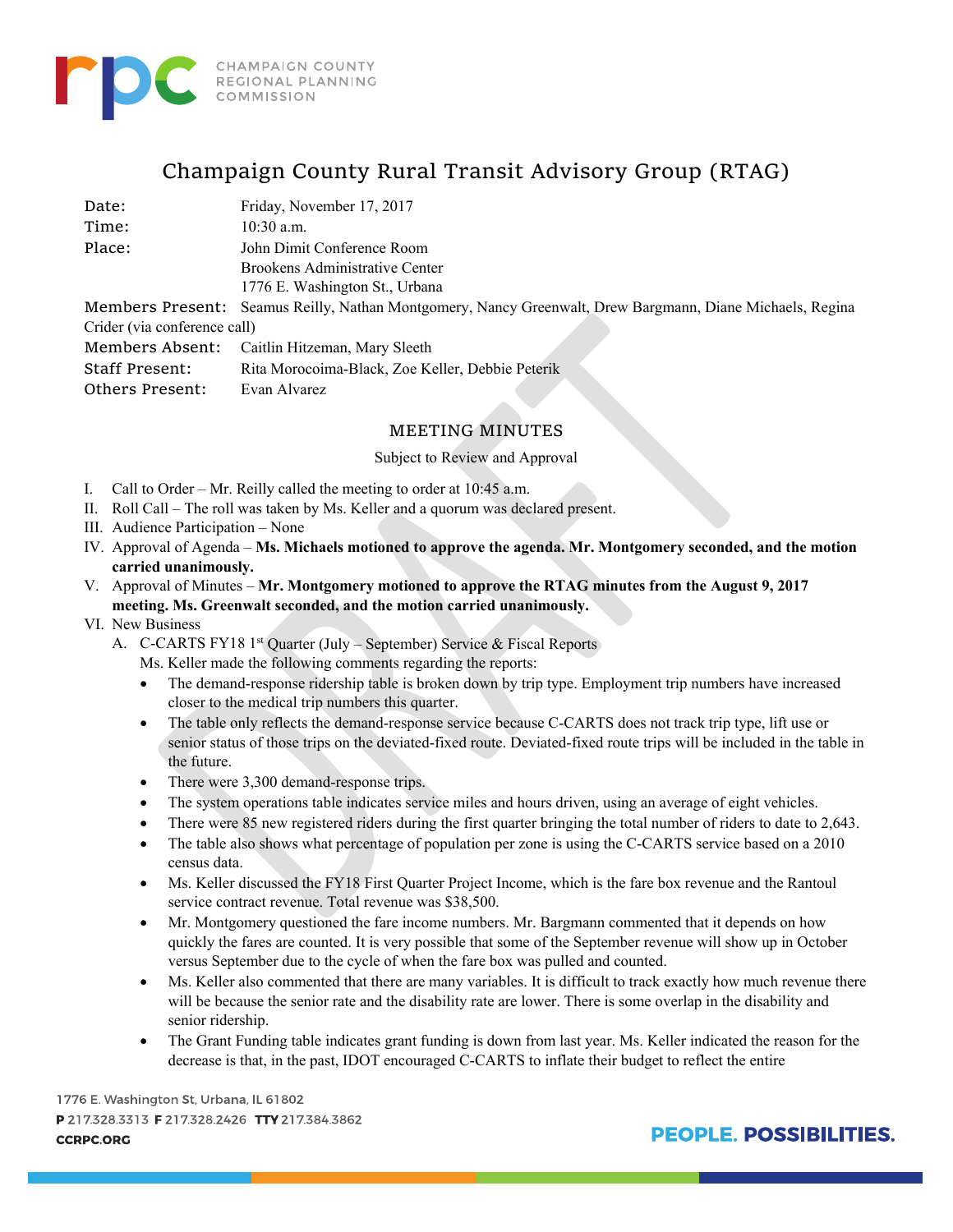CHAMPAIGN COUNTY REGIONAL PLANNING COMMISSION

# Champaign County Rural Transit Advisory Group (RTAG)

**Date:** Friday, November 17, 2017
**Time:** 10:30 a.m.
**Place:** John Dimit Conference Room
Brookens Administrative Center
1776 E. Washington St., Urbana
**Members Present:** Seamus Reilly, Nathan Montgomery, Nancy Greenwalt, Drew Bargmann, Diane Michaels, Regina Crider (via conference call)
**Members Absent:** Caitlin Hitzeman, Mary Sleeth
**Staff Present:** Rita Morocoima-Black, Zoe Keller, Debbie Peterik
**Others Present:** Evan Alvarez

## MEETING MINUTES

Subject to Review and Approval

I. Call to Order – Mr. Reilly called the meeting to order at 10:45 a.m.

II. Roll Call – The roll was taken by Ms. Keller and a quorum was declared present.

III. Audience Participation – None

IV. Approval of Agenda – **Ms. Michaels motioned to approve the agenda. Mr. Montgomery seconded, and the motion carried unanimously.**

V. Approval of Minutes – **Mr. Montgomery motioned to approve the RTAG minutes from the August 9, 2017 meeting. Ms. Greenwalt seconded, and the motion carried unanimously.**

VI. New Business

A. C-CARTS FY18 1st Quarter (July – September) Service & Fiscal Reports

Ms. Keller made the following comments regarding the reports:

- The demand-response ridership table is broken down by trip type. Employment trip numbers have increased closer to the medical trip numbers this quarter.
- The table only reflects the demand-response service because C-CARTS does not track trip type, lift use or senior status of those trips on the deviated-fixed route. Deviated-fixed route trips will be included in the table in the future.
- There were 3,300 demand-response trips.
- The system operations table indicates service miles and hours driven, using an average of eight vehicles.
- There were 85 new registered riders during the first quarter bringing the total number of riders to date to 2,643.
- The table also shows what percentage of population per zone is using the C-CARTS service based on a 2010 census data.
- Ms. Keller discussed the FY18 First Quarter Project Income, which is the fare box revenue and the Rantoul service contract revenue. Total revenue was $38,500.
- Mr. Montgomery questioned the fare income numbers. Mr. Bargmann commented that it depends on how quickly the fares are counted. It is very possible that some of the September revenue will show up in October versus September due to the cycle of when the fare box was pulled and counted.
- Ms. Keller also commented that there are many variables. It is difficult to track exactly how much revenue there will be because the senior rate and the disability rate are lower. There is some overlap in the disability and senior ridership.
- The Grant Funding table indicates grant funding is down from last year. Ms. Keller indicated the reason for the decrease is that, in the past, IDOT encouraged C-CARTS to inflate their budget to reflect the entire

1776 E. Washington St, Urbana, IL 61802
P 217.328.3313 F 217.328.2426 TTY 217.384.3862
CCRPC.ORG

PEOPLE. POSSIBILITIES.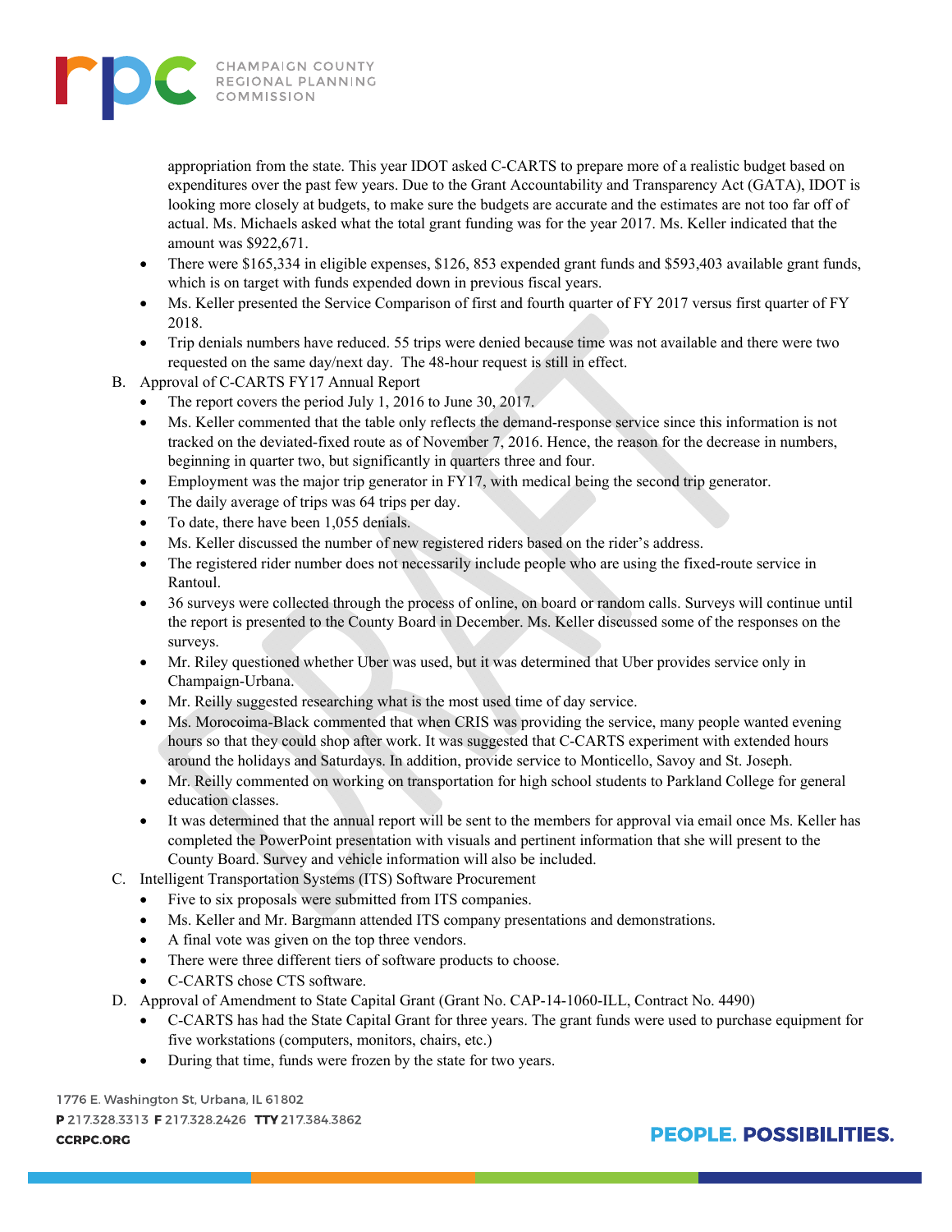appropriation from the state. This year IDOT asked C-CARTS to prepare more of a realistic budget based on expenditures over the past few years. Due to the Grant Accountability and Transparency Act (GATA), IDOT is looking more closely at budgets, to make sure the budgets are accurate and the estimates are not too far off of actual. Ms. Michaels asked what the total grant funding was for the year 2017. Ms. Keller indicated that the amount was $922,671.

- There were $165,334 in eligible expenses, $126, 853 expended grant funds and $593,403 available grant funds, which is on target with funds expended down in previous fiscal years.
- Ms. Keller presented the Service Comparison of first and fourth quarter of FY 2017 versus first quarter of FY 2018.
- Trip denials numbers have reduced. 55 trips were denied because time was not available and there were two requested on the same day/next day. The 48-hour request is still in effect.

B. Approval of C-CARTS FY17 Annual Report

- The report covers the period July 1, 2016 to June 30, 2017.
- Ms. Keller commented that the table only reflects the demand-response service since this information is not tracked on the deviated-fixed route as of November 7, 2016. Hence, the reason for the decrease in numbers, beginning in quarter two, but significantly in quarters three and four.
- Employment was the major trip generator in FY17, with medical being the second trip generator.
- The daily average of trips was 64 trips per day.
- To date, there have been 1,055 denials.
- Ms. Keller discussed the number of new registered riders based on the rider's address.
- The registered rider number does not necessarily include people who are using the fixed-route service in Rantoul.
- 36 surveys were collected through the process of online, on board or random calls. Surveys will continue until the report is presented to the County Board in December. Ms. Keller discussed some of the responses on the surveys.
- Mr. Riley questioned whether Uber was used, but it was determined that Uber provides service only in Champaign-Urbana.
- Mr. Reilly suggested researching what is the most used time of day service.
- Ms. Morocoima-Black commented that when CRIS was providing the service, many people wanted evening hours so that they could shop after work. It was suggested that C-CARTS experiment with extended hours around the holidays and Saturdays. In addition, provide service to Monticello, Savoy and St. Joseph.
- Mr. Reilly commented on working on transportation for high school students to Parkland College for general education classes.
- It was determined that the annual report will be sent to the members for approval via email once Ms. Keller has completed the PowerPoint presentation with visuals and pertinent information that she will present to the County Board. Survey and vehicle information will also be included.

C. Intelligent Transportation Systems (ITS) Software Procurement

- Five to six proposals were submitted from ITS companies.
- Ms. Keller and Mr. Bargmann attended ITS company presentations and demonstrations.
- A final vote was given on the top three vendors.
- There were three different tiers of software products to choose.
- C-CARTS chose CTS software.

D. Approval of Amendment to State Capital Grant (Grant No. CAP-14-1060-ILL, Contract No. 4490)

- C-CARTS has had the State Capital Grant for three years. The grant funds were used to purchase equipment for five workstations (computers, monitors, chairs, etc.)
- During that time, funds were frozen by the state for two years.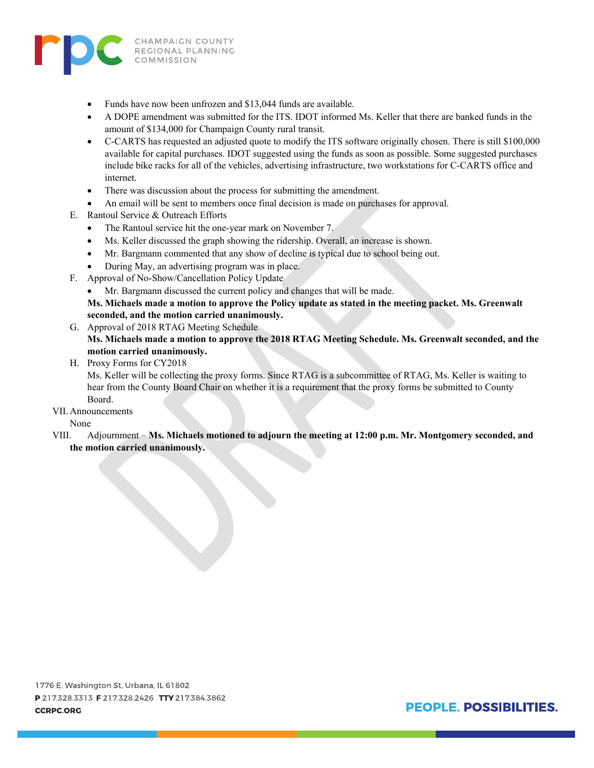- Funds have now been unfrozen and $13,044 funds are available.
- A DOPE amendment was submitted for the ITS. IDOT informed Ms. Keller that there are banked funds in the amount of $134,000 for Champaign County rural transit.
- C-CARTS has requested an adjusted quote to modify the ITS software originally chosen. There is still $100,000 available for capital purchases. IDOT suggested using the funds as soon as possible. Some suggested purchases include bike racks for all of the vehicles, advertising infrastructure, two workstations for C-CARTS office and internet.
- There was discussion about the process for submitting the amendment.
- An email will be sent to members once final decision is made on purchases for approval.

E. Rantoul Service & Outreach Efforts

- The Rantoul service hit the one-year mark on November 7.
- Ms. Keller discussed the graph showing the ridership. Overall, an increase is shown.
- Mr. Bargmann commented that any show of decline is typical due to school being out.
- During May, an advertising program was in place.

F. Approval of No-Show/Cancellation Policy Update

- Mr. Bargmann discussed the current policy and changes that will be made.

**Ms. Michaels made a motion to approve the Policy update as stated in the meeting packet. Ms. Greenwalt seconded, and the motion carried unanimously.**

G. Approval of 2018 RTAG Meeting Schedule

**Ms. Michaels made a motion to approve the 2018 RTAG Meeting Schedule. Ms. Greenwalt seconded, and the motion carried unanimously.**

H. Proxy Forms for CY2018

Ms. Keller will be collecting the proxy forms. Since RTAG is a subcommittee of RTAG, Ms. Keller is waiting to hear from the County Board Chair on whether it is a requirement that the proxy forms be submitted to County Board.

VII. Announcements

None

VIII. Adjournment – **Ms. Michaels motioned to adjourn the meeting at 12:00 p.m. Mr. Montgomery seconded, and the motion carried unanimously.**